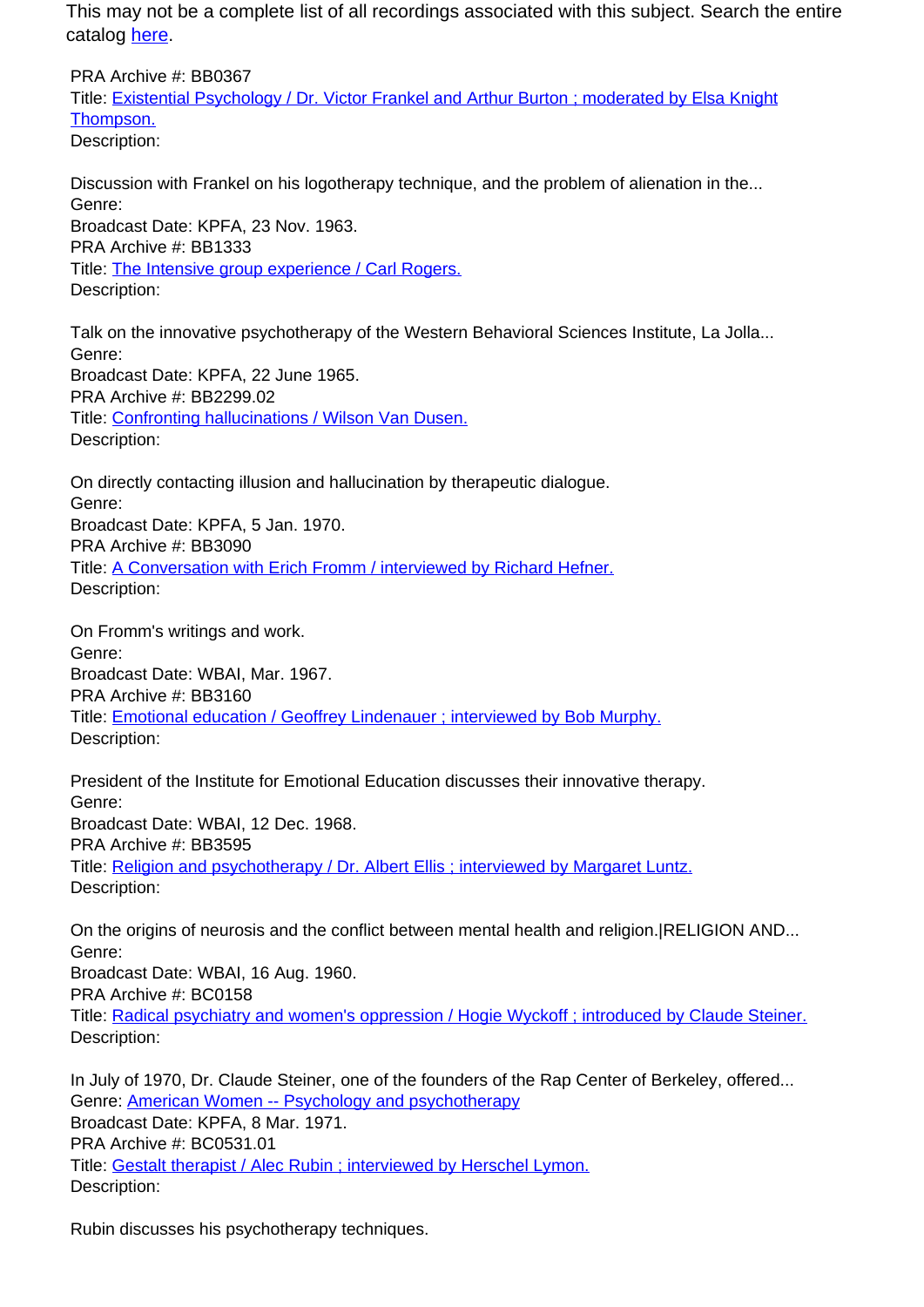This may not be a complete list of all recordings associated with this subject. Search the entire catalog here.

PRA Archive #: BB0367
Title: Existential Psychology / Dr. Victor Frankel and Arthur Burton ; moderated by Elsa Knight Thompson.
Description:

Discussion with Frankel on his logotherapy technique, and the problem of alienation in the...
Genre:
Broadcast Date: KPFA, 23 Nov. 1963.

PRA Archive #: BB1333
Title: The Intensive group experience / Carl Rogers.
Description:

Talk on the innovative psychotherapy of the Western Behavioral Sciences Institute, La Jolla...
Genre:
Broadcast Date: KPFA, 22 June 1965.

PRA Archive #: BB2299.02
Title: Confronting hallucinations / Wilson Van Dusen.
Description:

On directly contacting illusion and hallucination by therapeutic dialogue.
Genre:
Broadcast Date: KPFA, 5 Jan. 1970.

PRA Archive #: BB3090
Title: A Conversation with Erich Fromm / interviewed by Richard Hefner.
Description:

On Fromm's writings and work.
Genre:
Broadcast Date: WBAI, Mar. 1967.

PRA Archive #: BB3160
Title: Emotional education / Geoffrey Lindenauer ; interviewed by Bob Murphy.
Description:

President of the Institute for Emotional Education discusses their innovative therapy.
Genre:
Broadcast Date: WBAI, 12 Dec. 1968.

PRA Archive #: BB3595
Title: Religion and psychotherapy / Dr. Albert Ellis ; interviewed by Margaret Luntz.
Description:

On the origins of neurosis and the conflict between mental health and religion.|RELIGION AND...
Genre:
Broadcast Date: WBAI, 16 Aug. 1960.

PRA Archive #: BC0158
Title: Radical psychiatry and women's oppression / Hogie Wyckoff ; introduced by Claude Steiner.
Description:

In July of 1970, Dr. Claude Steiner, one of the founders of the Rap Center of Berkeley, offered...
Genre: American Women -- Psychology and psychotherapy
Broadcast Date: KPFA, 8 Mar. 1971.

PRA Archive #: BC0531.01
Title: Gestalt therapist / Alec Rubin ; interviewed by Herschel Lymon.
Description:

Rubin discusses his psychotherapy techniques.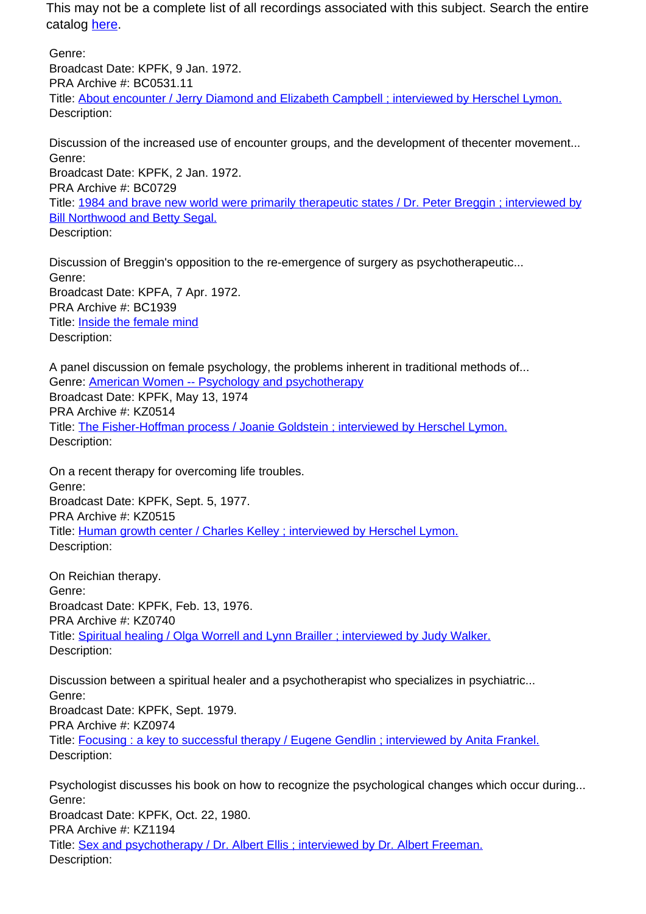This may not be a complete list of all recordings associated with this subject. Search the entire catalog [here](#).

Genre:
Broadcast Date: KPFK, 9 Jan. 1972.
PRA Archive #: BC0531.11
Title: [About encounter / Jerry Diamond and Elizabeth Campbell ; interviewed by Herschel Lymon.](#)
Description:

Discussion of the increased use of encounter groups, and the development of thecenter movement...
Genre:
Broadcast Date: KPFK, 2 Jan. 1972.
PRA Archive #: BC0729
Title: [1984 and brave new world were primarily therapeutic states / Dr. Peter Breggin ; interviewed by Bill Northwood and Betty Segal.](#)
Description:

Discussion of Breggin's opposition to the re-emergence of surgery as psychotherapeutic...
Genre:
Broadcast Date: KPFA, 7 Apr. 1972.
PRA Archive #: BC1939
Title: [Inside the female mind](#)
Description:

A panel discussion on female psychology, the problems inherent in traditional methods of...
Genre: [American Women -- Psychology and psychotherapy](#)
Broadcast Date: KPFK, May 13, 1974
PRA Archive #: KZ0514
Title: [The Fisher-Hoffman process / Joanie Goldstein ; interviewed by Herschel Lymon.](#)
Description:

On a recent therapy for overcoming life troubles.
Genre:
Broadcast Date: KPFK, Sept. 5, 1977.
PRA Archive #: KZ0515
Title: [Human growth center / Charles Kelley ; interviewed by Herschel Lymon.](#)
Description:

On Reichian therapy.
Genre:
Broadcast Date: KPFK, Feb. 13, 1976.
PRA Archive #: KZ0740
Title: [Spiritual healing / Olga Worrell and Lynn Brailler ; interviewed by Judy Walker.](#)
Description:

Discussion between a spiritual healer and a psychotherapist who specializes in psychiatric...
Genre:
Broadcast Date: KPFK, Sept. 1979.
PRA Archive #: KZ0974
Title: [Focusing : a key to successful therapy / Eugene Gendlin ; interviewed by Anita Frankel.](#)
Description:

Psychologist discusses his book on how to recognize the psychological changes which occur during...
Genre:
Broadcast Date: KPFK, Oct. 22, 1980.
PRA Archive #: KZ1194
Title: [Sex and psychotherapy / Dr. Albert Ellis ; interviewed by Dr. Albert Freeman.](#)
Description: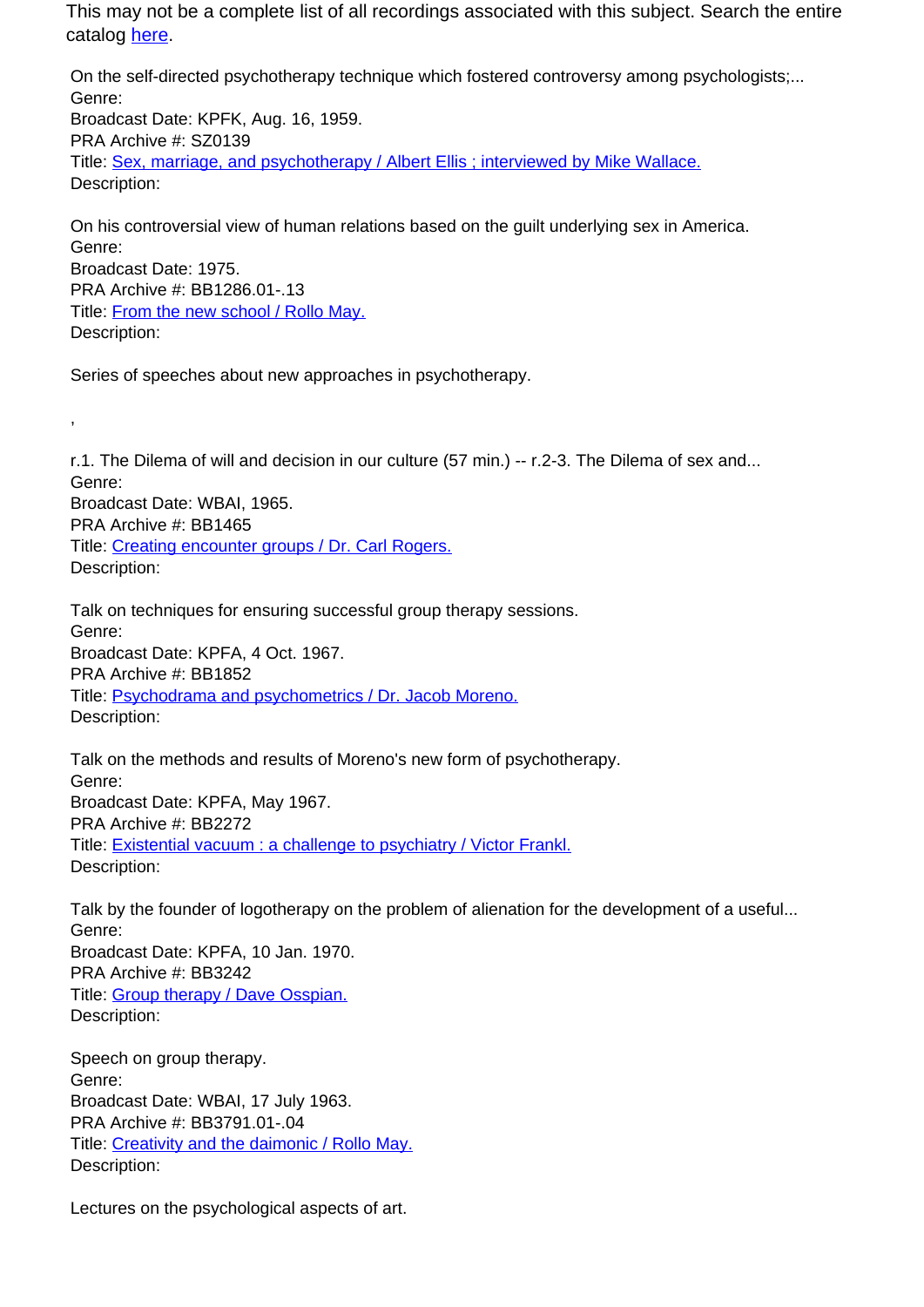This may not be a complete list of all recordings associated with this subject. Search the entire catalog [here](#).

On the self-directed psychotherapy technique which fostered controversy among psychologists;...
Genre:
Broadcast Date: KPFK, Aug. 16, 1959.
PRA Archive #: SZ0139
Title: [Sex, marriage, and psychotherapy / Albert Ellis ; interviewed by Mike Wallace.](#)
Description:

On his controversial view of human relations based on the guilt underlying sex in America.
Genre:
Broadcast Date: 1975.
PRA Archive #: BB1286.01-.13
Title: [From the new school / Rollo May.](#)
Description:

Series of speeches about new approaches in psychotherapy.

,

r.1. The Dilema of will and decision in our culture (57 min.) -- r.2-3. The Dilema of sex and...
Genre:
Broadcast Date: WBAI, 1965.
PRA Archive #: BB1465
Title: [Creating encounter groups / Dr. Carl Rogers.](#)
Description:

Talk on techniques for ensuring successful group therapy sessions.
Genre:
Broadcast Date: KPFA, 4 Oct. 1967.
PRA Archive #: BB1852
Title: [Psychodrama and psychometrics / Dr. Jacob Moreno.](#)
Description:

Talk on the methods and results of Moreno's new form of psychotherapy.
Genre:
Broadcast Date: KPFA, May 1967.
PRA Archive #: BB2272
Title: [Existential vacuum : a challenge to psychiatry / Victor Frankl.](#)
Description:

Talk by the founder of logotherapy on the problem of alienation for the development of a useful...
Genre:
Broadcast Date: KPFA, 10 Jan. 1970.
PRA Archive #: BB3242
Title: [Group therapy / Dave Osspian.](#)
Description:

Speech on group therapy.
Genre:
Broadcast Date: WBAI, 17 July 1963.
PRA Archive #: BB3791.01-.04
Title: [Creativity and the daimonic / Rollo May.](#)
Description:

Lectures on the psychological aspects of art.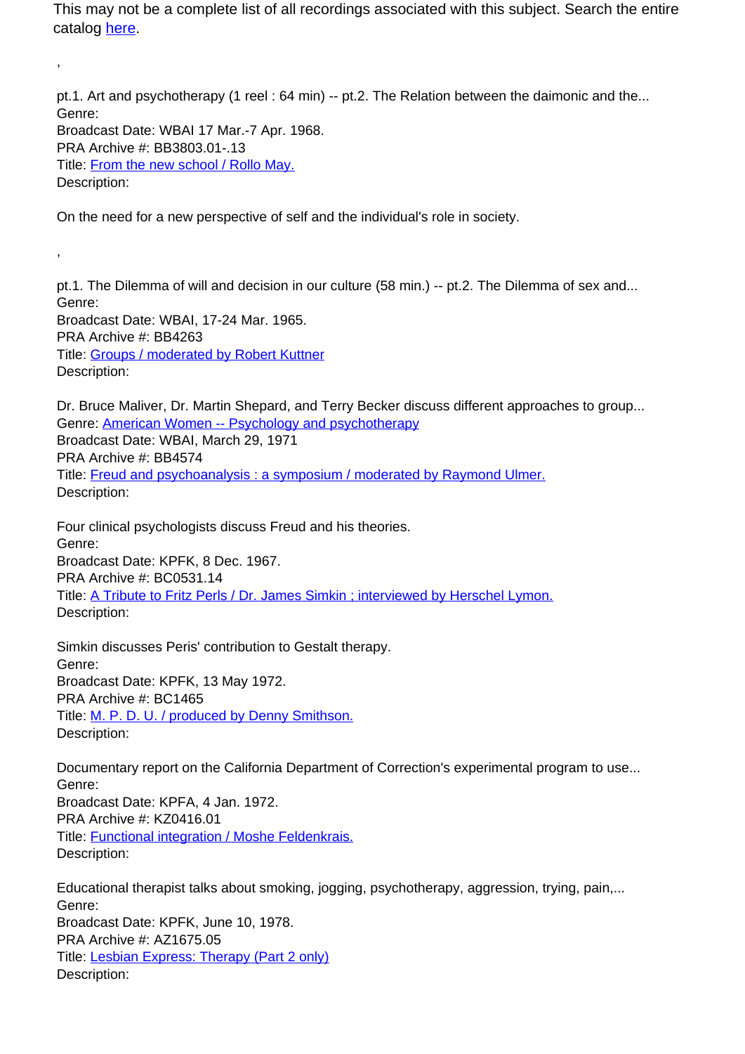This may not be a complete list of all recordings associated with this subject. Search the entire catalog [here](#).

,

pt.1. Art and psychotherapy (1 reel : 64 min) -- pt.2. The Relation between the daimonic and the...
Genre:
Broadcast Date: WBAI 17 Mar.-7 Apr. 1968.
PRA Archive #: BB3803.01-.13
Title: [From the new school / Rollo May.](#)
Description:

On the need for a new perspective of self and the individual's role in society.

,

pt.1. The Dilemma of will and decision in our culture (58 min.) -- pt.2. The Dilemma of sex and...
Genre:
Broadcast Date: WBAI, 17-24 Mar. 1965.
PRA Archive #: BB4263
Title: [Groups / moderated by Robert Kuttner](#)
Description:

Dr. Bruce Maliver, Dr. Martin Shepard, and Terry Becker discuss different approaches to group...
Genre: [American Women -- Psychology and psychotherapy](#)
Broadcast Date: WBAI, March 29, 1971
PRA Archive #: BB4574
Title: [Freud and psychoanalysis : a symposium / moderated by Raymond Ulmer.](#)
Description:

Four clinical psychologists discuss Freud and his theories.
Genre:
Broadcast Date: KPFK, 8 Dec. 1967.
PRA Archive #: BC0531.14
Title: [A Tribute to Fritz Perls / Dr. James Simkin ; interviewed by Herschel Lymon.](#)
Description:

Simkin discusses Peris' contribution to Gestalt therapy.
Genre:
Broadcast Date: KPFK, 13 May 1972.
PRA Archive #: BC1465
Title: [M. P. D. U. / produced by Denny Smithson.](#)
Description:

Documentary report on the California Department of Correction's experimental program to use...
Genre:
Broadcast Date: KPFA, 4 Jan. 1972.
PRA Archive #: KZ0416.01
Title: [Functional integration / Moshe Feldenkrais.](#)
Description:

Educational therapist talks about smoking, jogging, psychotherapy, aggression, trying, pain,...
Genre:
Broadcast Date: KPFK, June 10, 1978.
PRA Archive #: AZ1675.05
Title: [Lesbian Express: Therapy (Part 2 only)](#)
Description: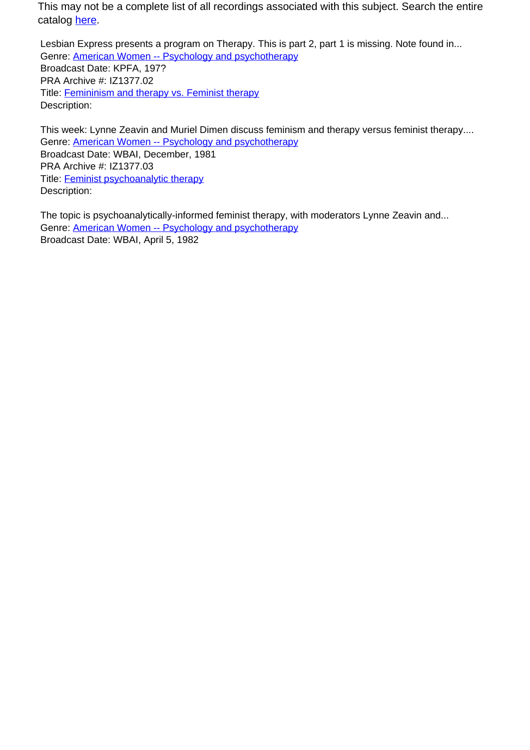This may not be a complete list of all recordings associated with this subject. Search the entire catalog here.

Lesbian Express presents a program on Therapy. This is part 2, part 1 is missing. Note found in...
Genre: American Women -- Psychology and psychotherapy
Broadcast Date: KPFA, 197?
PRA Archive #: IZ1377.02
Title: Femininism and therapy vs. Feminist therapy
Description:

This week: Lynne Zeavin and Muriel Dimen discuss feminism and therapy versus feminist therapy....
Genre: American Women -- Psychology and psychotherapy
Broadcast Date: WBAI, December, 1981
PRA Archive #: IZ1377.03
Title: Feminist psychoanalytic therapy
Description:

The topic is psychoanalytically-informed feminist therapy, with moderators Lynne Zeavin and...
Genre: American Women -- Psychology and psychotherapy
Broadcast Date: WBAI, April 5, 1982